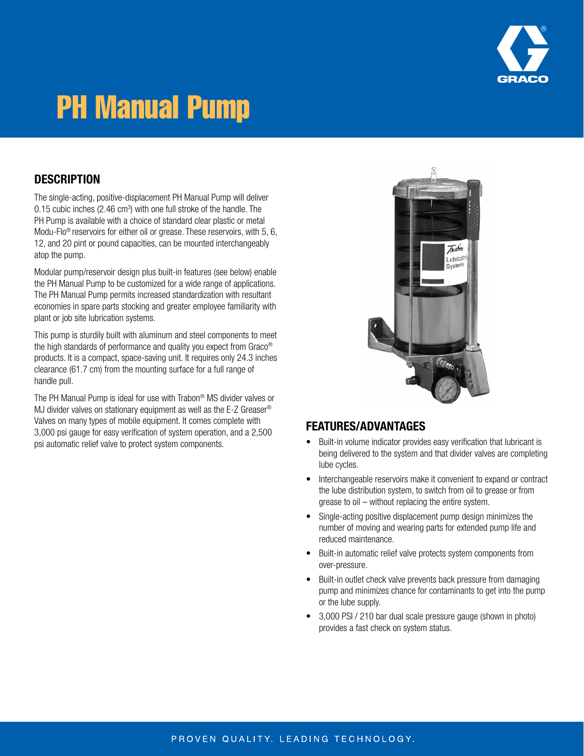# PH Manual Pump

## DESCRIPTION

The single-acting, positive-displacement PH Manual Pump will deliver 0.15 cubic inches (2.46 $cm^3$) with one full stroke of the handle. The PH Pump is available with a choice of standard clear plastic or metal Modu-Flo® reservoirs for either oil or grease. These reservoirs, with 5, 6, 12, and 20 pint or pound capacities, can be mounted interchangeably atop the pump.

Modular pump/reservoir design plus built-in features (see below) enable the PH Manual Pump to be customized for a wide range of applications. The PH Manual Pump permits increased standardization with resultant economies in spare parts stocking and greater employee familiarity with plant or job site lubrication systems.

This pump is sturdily built with aluminum and steel components to meet the high standards of performance and quality you expect from Graco® products. It is a compact, space-saving unit. It requires only 24.3 inches clearance (61.7 cm) from the mounting surface for a full range of handle pull.

The PH Manual Pump is ideal for use with Trabon® MS divider valves or MJ divider valves on stationary equipment as well as the E-Z Greaser® Valves on many types of mobile equipment. It comes complete with 3,000 psi gauge for easy verification of system operation, and a 2,500 psi automatic relief valve to protect system components.

## FEATURES/ADVANTAGES

- Built-in volume indicator provides easy verification that lubricant is being delivered to the system and that divider valves are completing lube cycles.
- Interchangeable reservoirs make it convenient to expand or contract the lube distribution system, to switch from oil to grease or from grease to oil – without replacing the entire system.
- Single-acting positive displacement pump design minimizes the number of moving and wearing parts for extended pump life and reduced maintenance.
- Built-in automatic relief valve protects system components from over-pressure.
- Built-in outlet check valve prevents back pressure from damaging pump and minimizes chance for contaminants to get into the pump or the lube supply.
- 3,000 PSI / 210 bar dual scale pressure gauge (shown in photo) provides a fast check on system status.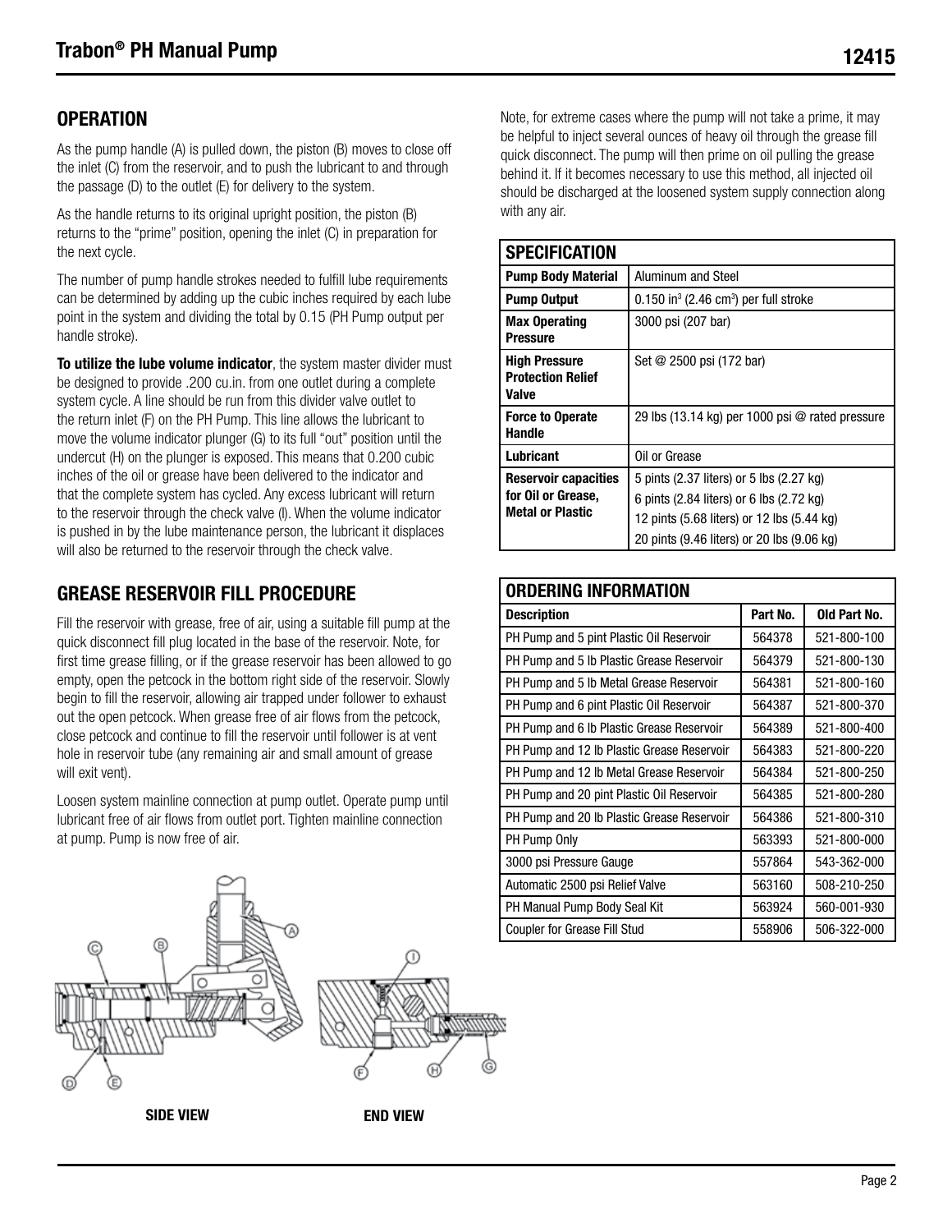## OPERATION

As the pump handle (A) is pulled down, the piston (B) moves to close off the inlet (C) from the reservoir, and to push the lubricant to and through the passage (D) to the outlet (E) for delivery to the system.

As the handle returns to its original upright position, the piston (B) returns to the "prime" position, opening the inlet (C) in preparation for the next cycle.

The number of pump handle strokes needed to fulfill lube requirements can be determined by adding up the cubic inches required by each lube point in the system and dividing the total by 0.15 (PH Pump output per handle stroke).

**To utilize the lube volume indicator**, the system master divider must be designed to provide .200 cu.in. from one outlet during a complete system cycle. A line should be run from this divider valve outlet to the return inlet (F) on the PH Pump. This line allows the lubricant to move the volume indicator plunger (G) to its full "out" position until the undercut (H) on the plunger is exposed. This means that 0.200 cubic inches of the oil or grease have been delivered to the indicator and that the complete system has cycled. Any excess lubricant will return to the reservoir through the check valve (I). When the volume indicator is pushed in by the lube maintenance person, the lubricant it displaces will also be returned to the reservoir through the check valve.

## GREASE RESERVOIR FILL PROCEDURE

Fill the reservoir with grease, free of air, using a suitable fill pump at the quick disconnect fill plug located in the base of the reservoir. Note, for first time grease filling, or if the grease reservoir has been allowed to go empty, open the petcock in the bottom right side of the reservoir. Slowly begin to fill the reservoir, allowing air trapped under follower to exhaust out the open petcock. When grease free of air flows from the petcock, close petcock and continue to fill the reservoir until follower is at vent hole in reservoir tube (any remaining air and small amount of grease will exit vent).

Loosen system mainline connection at pump outlet. Operate pump until lubricant free of air flows from outlet port. Tighten mainline connection at pump. Pump is now free of air.

SIDE VIEW

END VIEW

Note, for extreme cases where the pump will not take a prime, it may be helpful to inject several ounces of heavy oil through the grease fill quick disconnect. The pump will then prime on oil pulling the grease behind it. If it becomes necessary to use this method, all injected oil should be discharged at the loosened system supply connection along with any air.

| SPECIFICATION | |
|---|---|
| **Pump Body Material** | Aluminum and Steel |
| **Pump Output** | 0.150 in$^3$ (2.46 cm$^3$) per full stroke |
| **Max Operating Pressure** | 3000 psi (207 bar) |
| **High Pressure Protection Relief Valve** | Set @ 2500 psi (172 bar) |
| **Force to Operate Handle** | 29 lbs (13.14 kg) per 1000 psi @ rated pressure |
| **Lubricant** | Oil or Grease |
| **Reservoir capacities for Oil or Grease, Metal or Plastic** | 5 pints (2.37 liters) or 5 lbs (2.27 kg)<br>6 pints (2.84 liters) or 6 lbs (2.72 kg)<br>12 pints (5.68 liters) or 12 lbs (5.44 kg)<br>20 pints (9.46 liters) or 20 lbs (9.06 kg) |

| ORDERING INFORMATION | | |
|---|---|---|
| **Description** | **Part No.** | **Old Part No.** |
| PH Pump and 5 pint Plastic Oil Reservoir | 564378 | 521-800-100 |
| PH Pump and 5 lb Plastic Grease Reservoir | 564379 | 521-800-130 |
| PH Pump and 5 lb Metal Grease Reservoir | 564381 | 521-800-160 |
| PH Pump and 6 pint Plastic Oil Reservoir | 564387 | 521-800-370 |
| PH Pump and 6 lb Plastic Grease Reservoir | 564389 | 521-800-400 |
| PH Pump and 12 lb Plastic Grease Reservoir | 564383 | 521-800-220 |
| PH Pump and 12 lb Metal Grease Reservoir | 564384 | 521-800-250 |
| PH Pump and 20 pint Plastic Oil Reservoir | 564385 | 521-800-280 |
| PH Pump and 20 lb Plastic Grease Reservoir | 564386 | 521-800-310 |
| PH Pump Only | 563393 | 521-800-000 |
| 3000 psi Pressure Gauge | 557864 | 543-362-000 |
| Automatic 2500 psi Relief Valve | 563160 | 508-210-250 |
| PH Manual Pump Body Seal Kit | 563924 | 560-001-930 |
| Coupler for Grease Fill Stud | 558906 | 506-322-000 |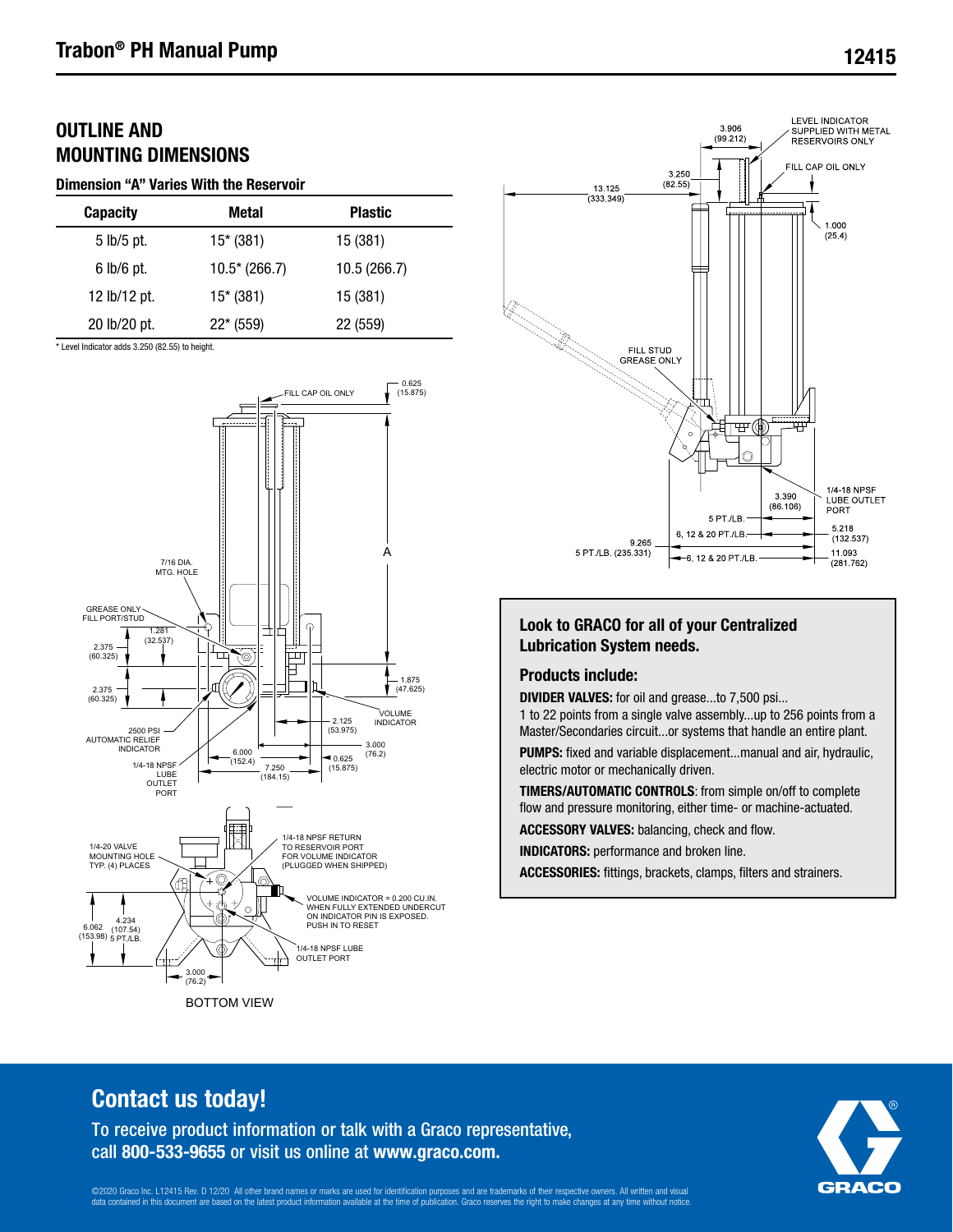## OUTLINE AND MOUNTING DIMENSIONS

### Dimension "A" Varies With the Reservoir

| Capacity | Metal | Plastic |
|---|---|---|
| 5 lb/5 pt. | 15* (381) | 15 (381) |
| 6 lb/6 pt. | 10.5* (266.7) | 10.5 (266.7) |
| 12 lb/12 pt. | 15* (381) | 15 (381) |
| 20 lb/20 pt. | 22* (559) | 22 (559) |

* Level Indicator adds 3.250 (82.55) to height.

FILL CAP OIL ONLY
0.625 (15.875)
A
7/16 DIA. MTG. HOLE
GREASE ONLY FILL PORT/STUD
1.281 (32.537)
2.375 (60.325)
2.375 (60.325)
1.875 (47.625)
VOLUME INDICATOR
2.125 (53.975)
2500 PSI AUTOMATIC RELIEF INDICATOR
3.000 (76.2)
6.000 (152.4)
0.625 (15.875)
1/4-18 NPSF LUBE OUTLET PORT
7.250 (184.15)

1/4-20 VALVE MOUNTING HOLE TYP. (4) PLACES
1/4-18 NPSF RETURN TO RESERVOIR PORT FOR VOLUME INDICATOR (PLUGGED WHEN SHIPPED)
VOLUME INDICATOR = 0.200 CU.IN. WHEN FULLY EXTENDED UNDERCUT ON INDICATOR PIN IS EXPOSED. PUSH IN TO RESET
4.234 (107.54) 5 PT./LB.
6.062 (153.98)
1/4-18 NPSF LUBE OUTLET PORT
3.000 (76.2)
BOTTOM VIEW

LEVEL INDICATOR SUPPLIED WITH METAL RESERVOIRS ONLY
3.906 (99.212)
3.250 (82.55)
13.125 (333.349)
FILL CAP OIL ONLY
1.000 (25.4)
FILL STUD GREASE ONLY
1/4-18 NPSF LUBE OUTLET PORT
3.390 (86.106)
5 PT./LB.
6, 12 & 20 PT./LB.
5.218 (132.537)
9.265
5 PT./LB. (235.331)
6, 12 & 20 PT./LB.
11.093 (281.762)

### Look to GRACO for all of your Centralized Lubrication System needs.

### Products include:

**DIVIDER VALVES:** for oil and grease...to 7,500 psi...
1 to 22 points from a single valve assembly...up to 256 points from a Master/Secondaries circuit...or systems that handle an entire plant.

**PUMPS:** fixed and variable displacement...manual and air, hydraulic, electric motor or mechanically driven.

**TIMERS/AUTOMATIC CONTROLS**: from simple on/off to complete flow and pressure monitoring, either time- or machine-actuated.

**ACCESSORY VALVES:** balancing, check and flow.

**INDICATORS:** performance and broken line.

**ACCESSORIES:** fittings, brackets, clamps, filters and strainers.

## Contact us today!

To receive product information or talk with a Graco representative, call **800-533-9655** or visit us online at **www.graco.com.**

©2020 Graco Inc. L12415 Rev. D 12/20 All other brand names or marks are used for identification purposes and are trademarks of their respective owners. All written and visual data contained in this document are based on the latest product information available at the time of publication. Graco reserves the right to make changes at any time without notice.